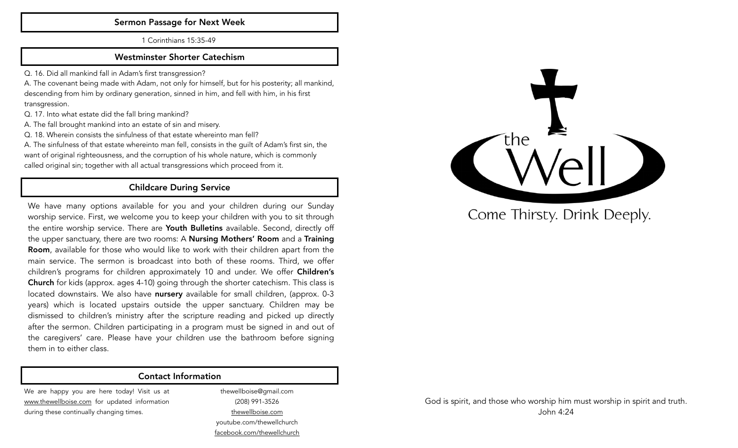## Sermon Passage for Next Week

1 Corinthians 15:35-49

## Westminster Shorter Catechism

Q. 16. Did all mankind fall in Adam's first transgression?

A. The covenant being made with Adam, not only for himself, but for his posterity; all mankind, descending from him by ordinary generation, sinned in him, and fell with him, in his first transgression.

Q. 17. Into what estate did the fall bring mankind?

A. The fall brought mankind into an estate of sin and misery.

Q. 18. Wherein consists the sinfulness of that estate whereinto man fell?

A. The sinfulness of that estate whereinto man fell, consists in the guilt of Adam's first sin, the want of original righteousness, and the corruption of his whole nature, which is commonly called original sin; together with all actual transgressions which proceed from it.

## Childcare During Service

We have many options available for you and your children during our Sunday worship service. First, we welcome you to keep your children with you to sit through the entire worship service. There are **Youth Bulletins** available. Second, directly off the upper sanctuary, there are two rooms: A **Nursing Mothers' Room** and a **Training Room**, available for those who would like to work with their children apart from the main service. The sermon is broadcast into both of these rooms. Third, we offer children's programs for children approximately 10 and under. We offer **Children's Church** for kids (approx. ages 4-10) going through the shorter catechism. This class is located downstairs. We also have **nursery** available for small children, (approx. 0-3 years) which is located upstairs outside the upper sanctuary. Children may be dismissed to children's ministry after the scripture reading and picked up directly after the sermon. Children participating in a program must be signed in and out of the caregivers' care. Please have your children use the bathroom before signing them in to either class.

## Contact Information

We are happy you are here today! Visit us at www.thewellboise.com for updated information during these continually changing times.

thewellboise@gmail.com
(208) 991-3526
thewellboise.com
youtube.com/thewellchurch
facebook.com/thewellchurch

# the Well

Come Thirsty. Drink Deeply.

God is spirit, and those who worship him must worship in spirit and truth.
John 4:24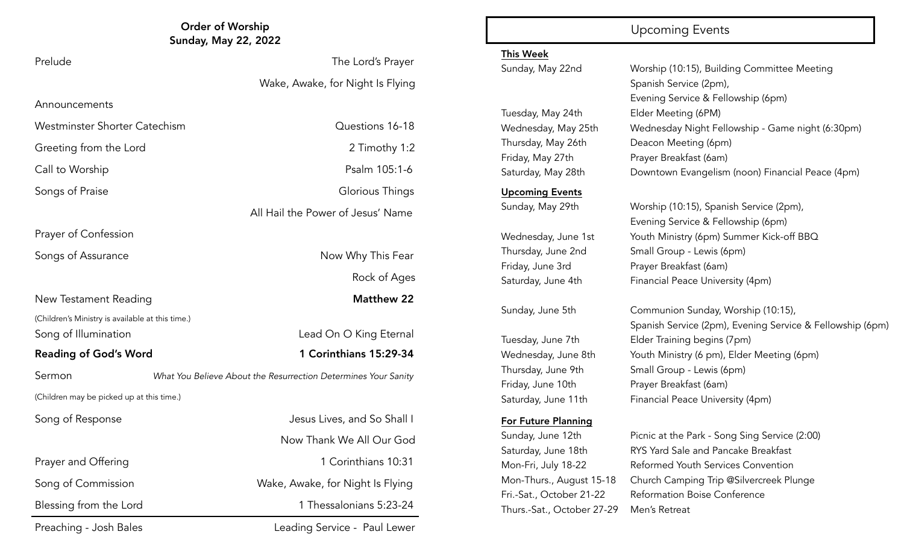## Order of Worship
### Sunday, May 22, 2022

| | |
|---|---|
| Prelude | The Lord's Prayer |
| | Wake, Awake, for Night Is Flying |
| Announcements | |
| Westminster Shorter Catechism | Questions 16-18 |
| Greeting from the Lord | 2 Timothy 1:2 |
| Call to Worship | Psalm 105:1-6 |
| Songs of Praise | Glorious Things |
| | All Hail the Power of Jesus' Name |
| Prayer of Confession | |
| Songs of Assurance | Now Why This Fear |
| | Rock of Ages |
| New Testament Reading | **Matthew 22** |

(Children's Ministry is available at this time.)

| | |
|---|---|
| Song of Illumination | Lead On O King Eternal |
| **Reading of God's Word** | **1 Corinthians 15:29-34** |
| Sermon | *What You Believe About the Resurrection Determines Your Sanity* |

(Children may be picked up at this time.)

| | |
|---|---|
| Song of Response | Jesus Lives, and So Shall I |
| | Now Thank We All Our God |
| Prayer and Offering | 1 Corinthians 10:31 |
| Song of Commission | Wake, Awake, for Night Is Flying |
| Blessing from the Lord | 1 Thessalonians 5:23-24 |

Preaching - Josh Bales | Leading Service - Paul Lewer

## Upcoming Events

**This Week**

| | |
|---|---|
| Sunday, May 22nd | Worship (10:15), Building Committee Meeting Spanish Service (2pm), Evening Service & Fellowship (6pm) |
| Tuesday, May 24th | Elder Meeting (6PM) |
| Wednesday, May 25th | Wednesday Night Fellowship - Game night (6:30pm) |
| Thursday, May 26th | Deacon Meeting (6pm) |
| Friday, May 27th | Prayer Breakfast (6am) |
| Saturday, May 28th | Downtown Evangelism (noon) Financial Peace (4pm) |

**Upcoming Events**

| | |
|---|---|
| Sunday, May 29th | Worship (10:15), Spanish Service (2pm), Evening Service & Fellowship (6pm) |
| Wednesday, June 1st | Youth Ministry (6pm) Summer Kick-off BBQ |
| Thursday, June 2nd | Small Group - Lewis (6pm) |
| Friday, June 3rd | Prayer Breakfast (6am) |
| Saturday, June 4th | Financial Peace University (4pm) |
| Sunday, June 5th | Communion Sunday, Worship (10:15), Spanish Service (2pm), Evening Service & Fellowship (6pm) |
| Tuesday, June 7th | Elder Training begins (7pm) |
| Wednesday, June 8th | Youth Ministry (6 pm), Elder Meeting (6pm) |
| Thursday, June 9th | Small Group - Lewis (6pm) |
| Friday, June 10th | Prayer Breakfast (6am) |
| Saturday, June 11th | Financial Peace University (4pm) |

**For Future Planning**

| | |
|---|---|
| Sunday, June 12th | Picnic at the Park - Song Sing Service (2:00) |
| Saturday, June 18th | RYS Yard Sale and Pancake Breakfast |
| Mon-Fri, July 18-22 | Reformed Youth Services Convention |
| Mon-Thurs., August 15-18 | Church Camping Trip @Silvercreek Plunge |
| Fri.-Sat., October 21-22 | Reformation Boise Conference |
| Thurs.-Sat., October 27-29 | Men's Retreat |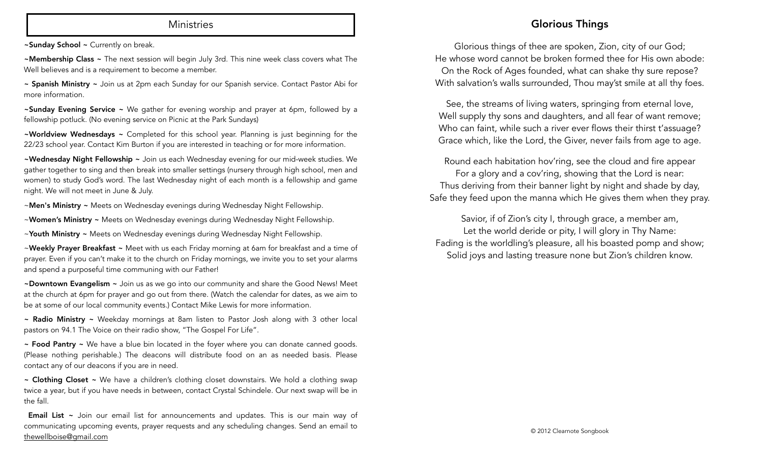## Ministries

**~Sunday School ~** Currently on break.

**~Membership Class ~** The next session will begin July 3rd. This nine week class covers what The Well believes and is a requirement to become a member.

**~ Spanish Ministry ~** Join us at 2pm each Sunday for our Spanish service. Contact Pastor Abi for more information.

**~Sunday Evening Service ~** We gather for evening worship and prayer at 6pm, followed by a fellowship potluck. (No evening service on Picnic at the Park Sundays)

**~Worldview Wednesdays ~** Completed for this school year. Planning is just beginning for the 22/23 school year. Contact Kim Burton if you are interested in teaching or for more information.

**~Wednesday Night Fellowship ~** Join us each Wednesday evening for our mid-week studies. We gather together to sing and then break into smaller settings (nursery through high school, men and women) to study God's word. The last Wednesday night of each month is a fellowship and game night. We will not meet in June & July.

~**Men's Ministry ~** Meets on Wednesday evenings during Wednesday Night Fellowship.

~**Women's Ministry ~** Meets on Wednesday evenings during Wednesday Night Fellowship.

~**Youth Ministry ~** Meets on Wednesday evenings during Wednesday Night Fellowship.

~**Weekly Prayer Breakfast ~** Meet with us each Friday morning at 6am for breakfast and a time of prayer. Even if you can't make it to the church on Friday mornings, we invite you to set your alarms and spend a purposeful time communing with our Father!

**~Downtown Evangelism ~** Join us as we go into our community and share the Good News! Meet at the church at 6pm for prayer and go out from there. (Watch the calendar for dates, as we aim to be at some of our local community events.) Contact Mike Lewis for more information.

**~ Radio Ministry ~** Weekday mornings at 8am listen to Pastor Josh along with 3 other local pastors on 94.1 The Voice on their radio show, "The Gospel For Life".

**~ Food Pantry ~** We have a blue bin located in the foyer where you can donate canned goods. (Please nothing perishable.) The deacons will distribute food on an as needed basis. Please contact any of our deacons if you are in need.

**~ Clothing Closet ~** We have a children's clothing closet downstairs. We hold a clothing swap twice a year, but if you have needs in between, contact Crystal Schindele. Our next swap will be in the fall.

**Email List ~** Join our email list for announcements and updates. This is our main way of communicating upcoming events, prayer requests and any scheduling changes. Send an email to thewellboise@gmail.com

## Glorious Things

Glorious things of thee are spoken, Zion, city of our God;
He whose word cannot be broken formed thee for His own abode:
On the Rock of Ages founded, what can shake thy sure repose?
With salvation's walls surrounded, Thou may'st smile at all thy foes.

See, the streams of living waters, springing from eternal love,
Well supply thy sons and daughters, and all fear of want remove;
Who can faint, while such a river ever flows their thirst t'assuage?
Grace which, like the Lord, the Giver, never fails from age to age.

Round each habitation hov'ring, see the cloud and fire appear
For a glory and a cov'ring, showing that the Lord is near:
Thus deriving from their banner light by night and shade by day,
Safe they feed upon the manna which He gives them when they pray.

Savior, if of Zion's city I, through grace, a member am,
Let the world deride or pity, I will glory in Thy Name:
Fading is the worldling's pleasure, all his boasted pomp and show;
Solid joys and lasting treasure none but Zion's children know.

© 2012 Clearnote Songbook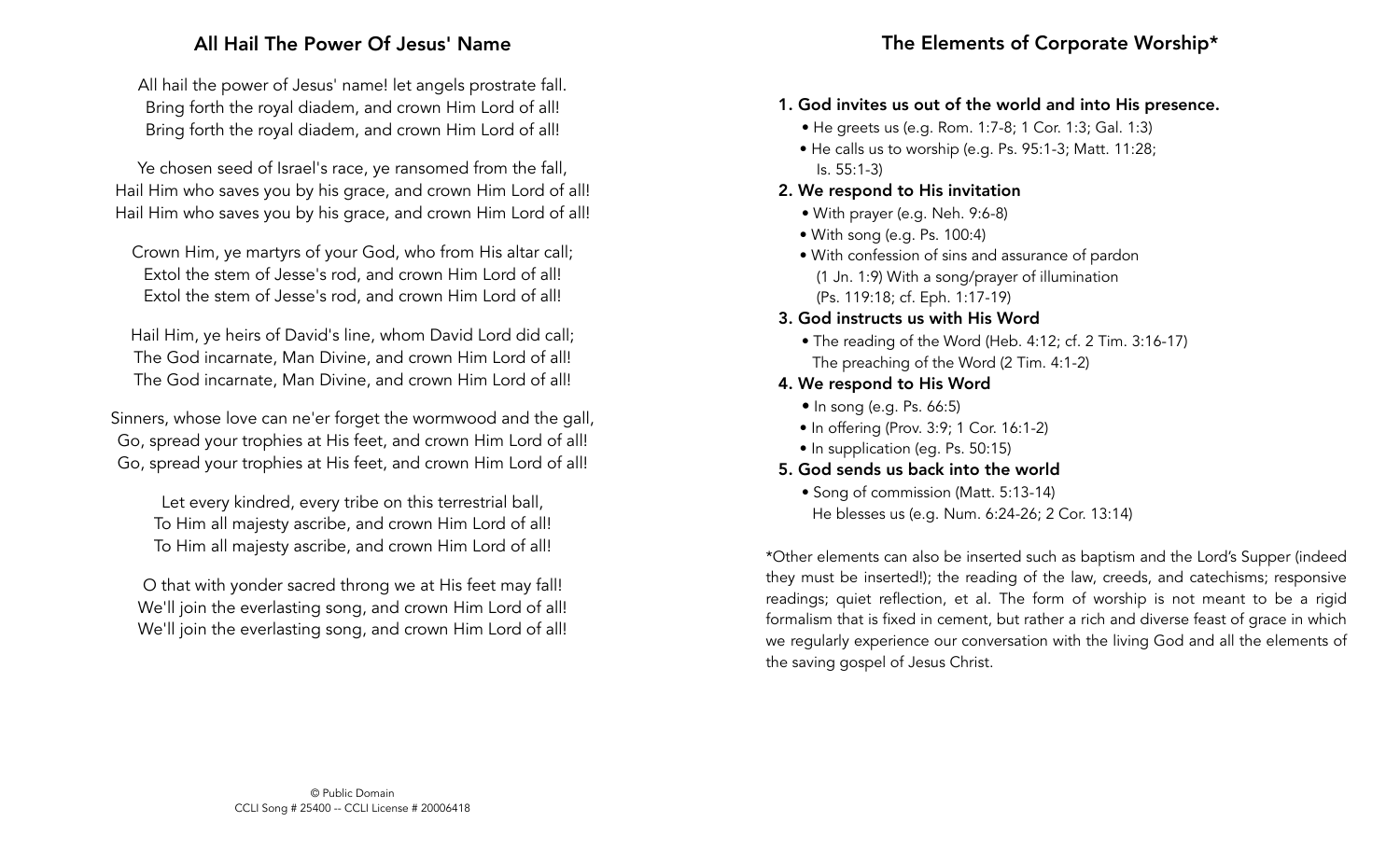## All Hail The Power Of Jesus' Name

All hail the power of Jesus' name! let angels prostrate fall.
Bring forth the royal diadem, and crown Him Lord of all!
Bring forth the royal diadem, and crown Him Lord of all!

Ye chosen seed of Israel's race, ye ransomed from the fall,
Hail Him who saves you by his grace, and crown Him Lord of all!
Hail Him who saves you by his grace, and crown Him Lord of all!

Crown Him, ye martyrs of your God, who from His altar call;
Extol the stem of Jesse's rod, and crown Him Lord of all!
Extol the stem of Jesse's rod, and crown Him Lord of all!

Hail Him, ye heirs of David's line, whom David Lord did call;
The God incarnate, Man Divine, and crown Him Lord of all!
The God incarnate, Man Divine, and crown Him Lord of all!

Sinners, whose love can ne'er forget the wormwood and the gall,
Go, spread your trophies at His feet, and crown Him Lord of all!
Go, spread your trophies at His feet, and crown Him Lord of all!

Let every kindred, every tribe on this terrestrial ball,
To Him all majesty ascribe, and crown Him Lord of all!
To Him all majesty ascribe, and crown Him Lord of all!

O that with yonder sacred throng we at His feet may fall!
We'll join the everlasting song, and crown Him Lord of all!
We'll join the everlasting song, and crown Him Lord of all!

© Public Domain
CCLI Song # 25400 -- CCLI License # 20006418

## The Elements of Corporate Worship*

1. **God invites us out of the world and into His presence.**
   - He greets us (e.g. Rom. 1:7-8; 1 Cor. 1:3; Gal. 1:3)
   - He calls us to worship (e.g. Ps. 95:1-3; Matt. 11:28; Is. 55:1-3)
2. **We respond to His invitation**
   - With prayer (e.g. Neh. 9:6-8)
   - With song (e.g. Ps. 100:4)
   - With confession of sins and assurance of pardon (1 Jn. 1:9) With a song/prayer of illumination (Ps. 119:18; cf. Eph. 1:17-19)
3. **God instructs us with His Word**
   - The reading of the Word (Heb. 4:12; cf. 2 Tim. 3:16-17) The preaching of the Word (2 Tim. 4:1-2)
4. **We respond to His Word**
   - In song (e.g. Ps. 66:5)
   - In offering (Prov. 3:9; 1 Cor. 16:1-2)
   - In supplication (eg. Ps. 50:15)
5. **God sends us back into the world**
   - Song of commission (Matt. 5:13-14) He blesses us (e.g. Num. 6:24-26; 2 Cor. 13:14)

*Other elements can also be inserted such as baptism and the Lord's Supper (indeed they must be inserted!); the reading of the law, creeds, and catechisms; responsive readings; quiet reflection, et al. The form of worship is not meant to be a rigid formalism that is fixed in cement, but rather a rich and diverse feast of grace in which we regularly experience our conversation with the living God and all the elements of the saving gospel of Jesus Christ.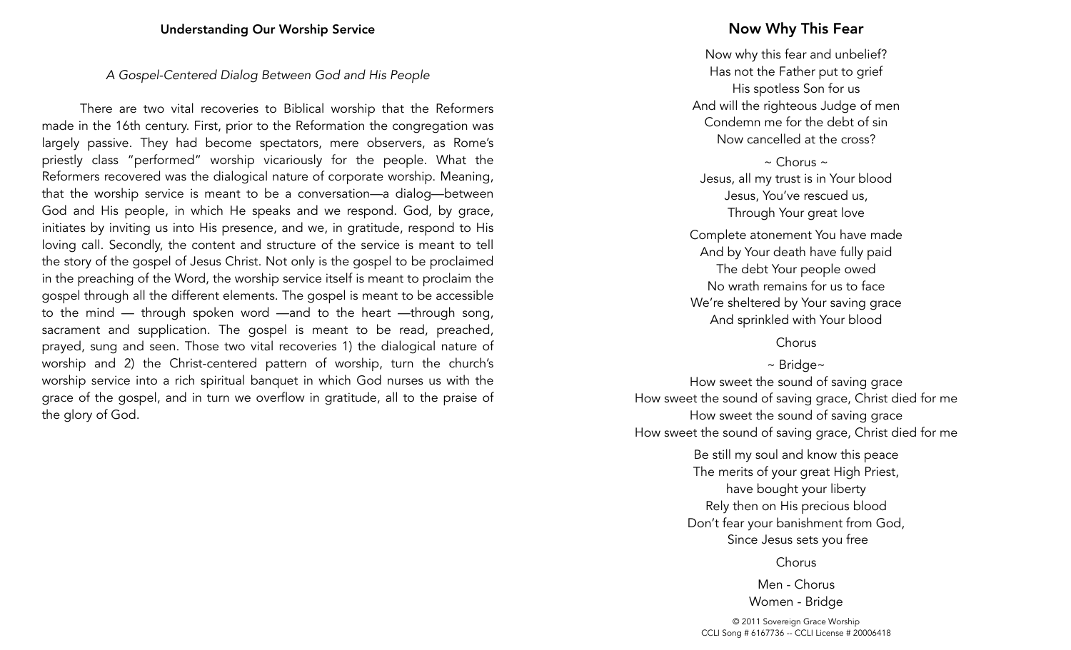### Understanding Our Worship Service

*A Gospel-Centered Dialog Between God and His People*

There are two vital recoveries to Biblical worship that the Reformers made in the 16th century. First, prior to the Reformation the congregation was largely passive. They had become spectators, mere observers, as Rome's priestly class "performed" worship vicariously for the people. What the Reformers recovered was the dialogical nature of corporate worship. Meaning, that the worship service is meant to be a conversation—a dialog—between God and His people, in which He speaks and we respond. God, by grace, initiates by inviting us into His presence, and we, in gratitude, respond to His loving call. Secondly, the content and structure of the service is meant to tell the story of the gospel of Jesus Christ. Not only is the gospel to be proclaimed in the preaching of the Word, the worship service itself is meant to proclaim the gospel through all the different elements. The gospel is meant to be accessible to the mind — through spoken word —and to the heart —through song, sacrament and supplication. The gospel is meant to be read, preached, prayed, sung and seen. Those two vital recoveries 1) the dialogical nature of worship and 2) the Christ-centered pattern of worship, turn the church's worship service into a rich spiritual banquet in which God nurses us with the grace of the gospel, and in turn we overflow in gratitude, all to the praise of the glory of God.

## Now Why This Fear

Now why this fear and unbelief?
Has not the Father put to grief
His spotless Son for us
And will the righteous Judge of men
Condemn me for the debt of sin
Now cancelled at the cross?

~ Chorus ~
Jesus, all my trust is in Your blood
Jesus, You've rescued us,
Through Your great love

Complete atonement You have made
And by Your death have fully paid
The debt Your people owed
No wrath remains for us to face
We're sheltered by Your saving grace
And sprinkled with Your blood

Chorus

~ Bridge~
How sweet the sound of saving grace
How sweet the sound of saving grace, Christ died for me
How sweet the sound of saving grace
How sweet the sound of saving grace, Christ died for me

Be still my soul and know this peace
The merits of your great High Priest,
have bought your liberty
Rely then on His precious blood
Don't fear your banishment from God,
Since Jesus sets you free

Chorus

Men - Chorus
Women - Bridge

© 2011 Sovereign Grace Worship
CCLI Song # 6167736 -- CCLI License # 20006418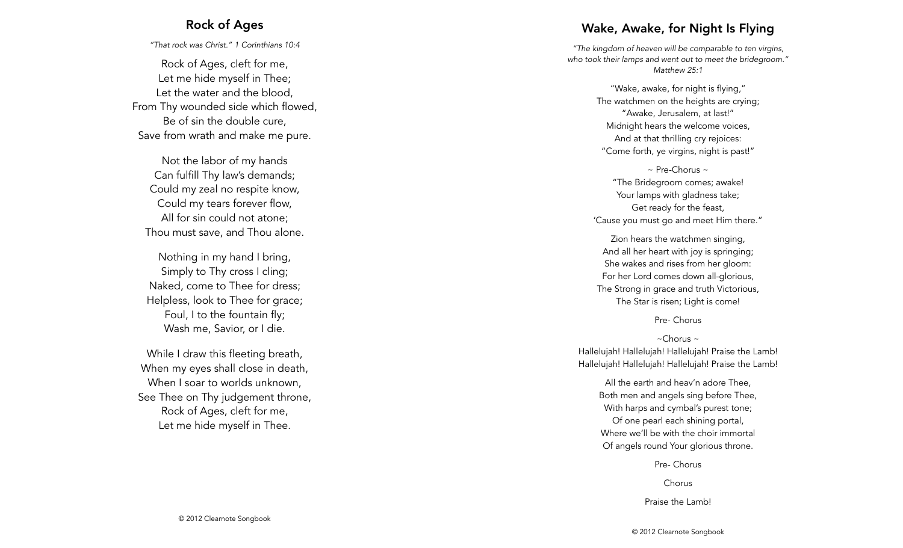## Rock of Ages

*"That rock was Christ." 1 Corinthians 10:4*

Rock of Ages, cleft for me,
Let me hide myself in Thee;
Let the water and the blood,
From Thy wounded side which flowed,
Be of sin the double cure,
Save from wrath and make me pure.

Not the labor of my hands
Can fulfill Thy law's demands;
Could my zeal no respite know,
Could my tears forever flow,
All for sin could not atone;
Thou must save, and Thou alone.

Nothing in my hand I bring,
Simply to Thy cross I cling;
Naked, come to Thee for dress;
Helpless, look to Thee for grace;
Foul, I to the fountain fly;
Wash me, Savior, or I die.

While I draw this fleeting breath,
When my eyes shall close in death,
When I soar to worlds unknown,
See Thee on Thy judgement throne,
Rock of Ages, cleft for me,
Let me hide myself in Thee.

© 2012 Clearnote Songbook

## Wake, Awake, for Night Is Flying

*"The kingdom of heaven will be comparable to ten virgins, who took their lamps and went out to meet the bridegroom." Matthew 25:1*

"Wake, awake, for night is flying,"
The watchmen on the heights are crying;
"Awake, Jerusalem, at last!"
Midnight hears the welcome voices,
And at that thrilling cry rejoices:
"Come forth, ye virgins, night is past!"

~ Pre-Chorus ~
"The Bridegroom comes; awake!
Your lamps with gladness take;
Get ready for the feast,
'Cause you must go and meet Him there."

Zion hears the watchmen singing,
And all her heart with joy is springing;
She wakes and rises from her gloom:
For her Lord comes down all-glorious,
The Strong in grace and truth Victorious,
The Star is risen; Light is come!

Pre- Chorus

~Chorus ~
Hallelujah! Hallelujah! Hallelujah! Praise the Lamb!
Hallelujah! Hallelujah! Hallelujah! Praise the Lamb!

All the earth and heav'n adore Thee,
Both men and angels sing before Thee,
With harps and cymbal's purest tone;
Of one pearl each shining portal,
Where we'll be with the choir immortal
Of angels round Your glorious throne.

Pre- Chorus

Chorus

Praise the Lamb!

© 2012 Clearnote Songbook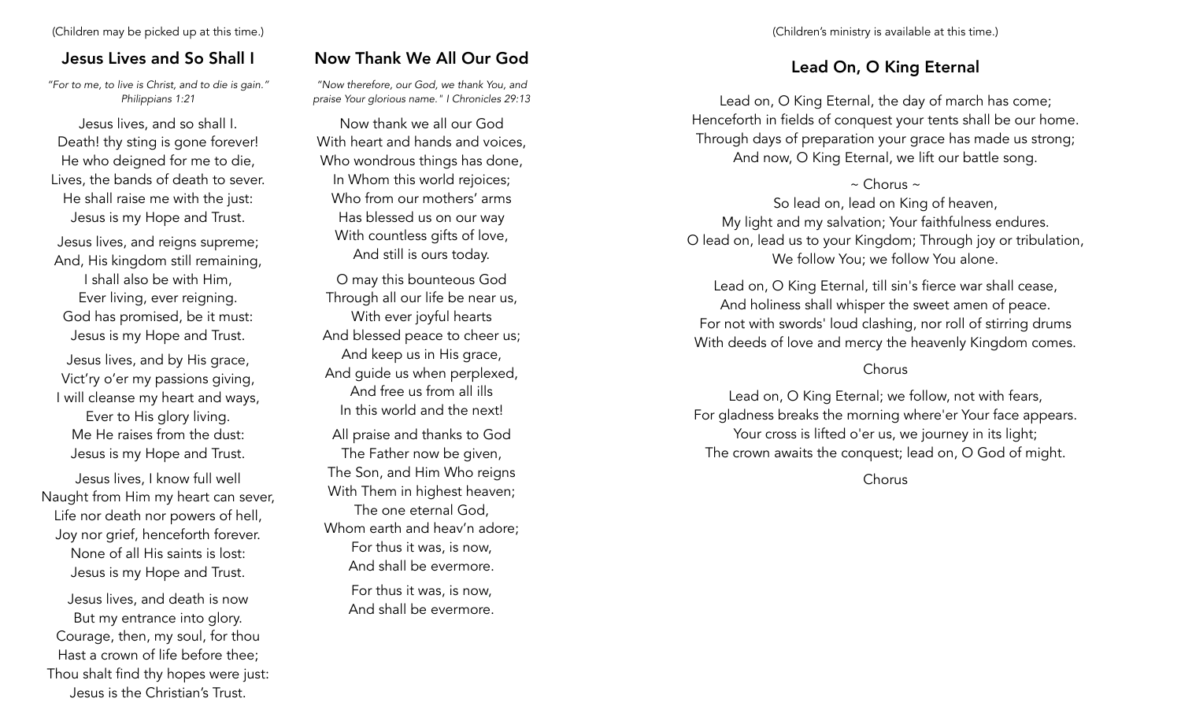(Children may be picked up at this time.)

## Jesus Lives and So Shall I

*"For to me, to live is Christ, and to die is gain." Philippians 1:21*

Jesus lives, and so shall I.
Death! thy sting is gone forever!
He who deigned for me to die,
Lives, the bands of death to sever.
He shall raise me with the just:
Jesus is my Hope and Trust.

Jesus lives, and reigns supreme;
And, His kingdom still remaining,
I shall also be with Him,
Ever living, ever reigning.
God has promised, be it must:
Jesus is my Hope and Trust.

Jesus lives, and by His grace,
Vict'ry o'er my passions giving,
I will cleanse my heart and ways,
Ever to His glory living.
Me He raises from the dust:
Jesus is my Hope and Trust.

Jesus lives, I know full well
Naught from Him my heart can sever,
Life nor death nor powers of hell,
Joy nor grief, henceforth forever.
None of all His saints is lost:
Jesus is my Hope and Trust.

Jesus lives, and death is now
But my entrance into glory.
Courage, then, my soul, for thou
Hast a crown of life before thee;
Thou shalt find thy hopes were just:
Jesus is the Christian's Trust.

## Now Thank We All Our God

*"Now therefore, our God, we thank You, and praise Your glorious name." I Chronicles 29:13*

Now thank we all our God
With heart and hands and voices,
Who wondrous things has done,
In Whom this world rejoices;
Who from our mothers' arms
Has blessed us on our way
With countless gifts of love,
And still is ours today.

O may this bounteous God
Through all our life be near us,
With ever joyful hearts
And blessed peace to cheer us;
And keep us in His grace,
And guide us when perplexed,
And free us from all ills
In this world and the next!

All praise and thanks to God
The Father now be given,
The Son, and Him Who reigns
With Them in highest heaven;
The one eternal God,
Whom earth and heav'n adore;
For thus it was, is now,
And shall be evermore.

For thus it was, is now,
And shall be evermore.

(Children's ministry is available at this time.)

## Lead On, O King Eternal

Lead on, O King Eternal, the day of march has come;
Henceforth in fields of conquest your tents shall be our home.
Through days of preparation your grace has made us strong;
And now, O King Eternal, we lift our battle song.

~ Chorus ~
So lead on, lead on King of heaven,
My light and my salvation; Your faithfulness endures.
O lead on, lead us to your Kingdom; Through joy or tribulation,
We follow You; we follow You alone.

Lead on, O King Eternal, till sin's fierce war shall cease,
And holiness shall whisper the sweet amen of peace.
For not with swords' loud clashing, nor roll of stirring drums
With deeds of love and mercy the heavenly Kingdom comes.

Chorus

Lead on, O King Eternal; we follow, not with fears,
For gladness breaks the morning where'er Your face appears.
Your cross is lifted o'er us, we journey in its light;
The crown awaits the conquest; lead on, O God of might.

Chorus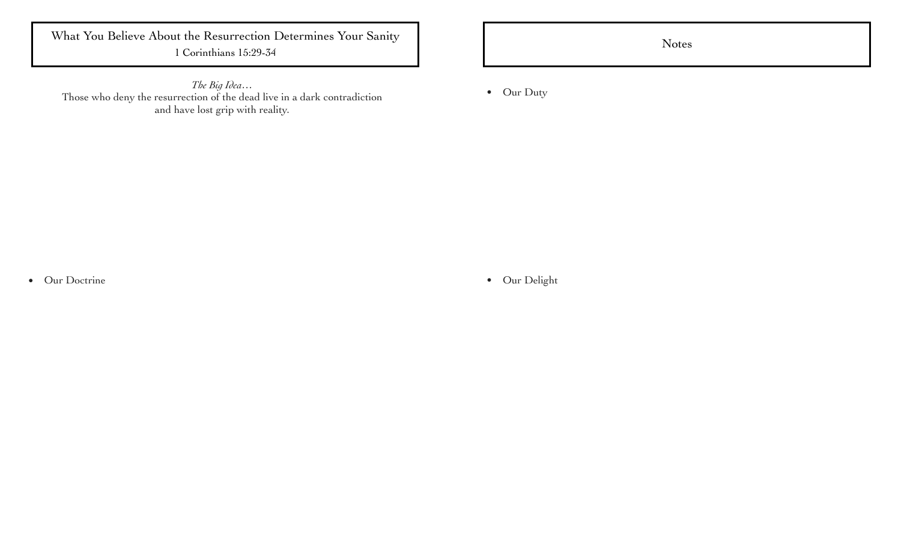## What You Believe About the Resurrection Determines Your Sanity

1 Corinthians 15:29-34

*The Big Idea…*

Those who deny the resurrection of the dead live in a dark contradiction and have lost grip with reality.

- Our Doctrine

## Notes

- Our Duty

- Our Delight